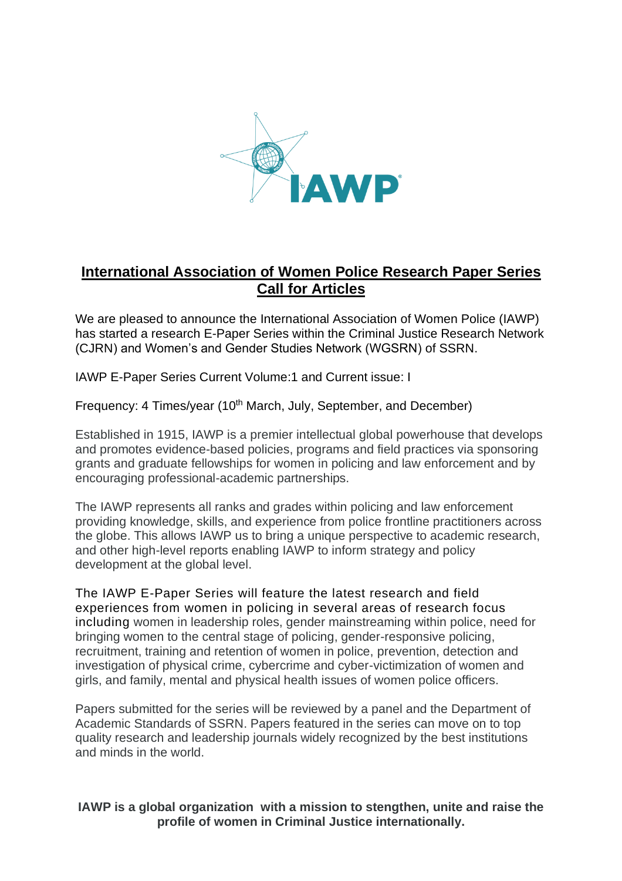# International Association of Women Police Research Paper Series
## Call for Articles

We are pleased to announce the International Association of Women Police (IAWP) has started a research E-Paper Series within the Criminal Justice Research Network (CJRN) and Women's and Gender Studies Network (WGSRN) of SSRN.

IAWP E-Paper Series Current Volume:1 and Current issue: I

Frequency: 4 Times/year (10th March, July, September, and December)

Established in 1915, IAWP is a premier intellectual global powerhouse that develops and promotes evidence-based policies, programs and field practices via sponsoring grants and graduate fellowships for women in policing and law enforcement and by encouraging professional-academic partnerships.

The IAWP represents all ranks and grades within policing and law enforcement providing knowledge, skills, and experience from police frontline practitioners across the globe. This allows IAWP us to bring a unique perspective to academic research, and other high-level reports enabling IAWP to inform strategy and policy development at the global level.

The IAWP E-Paper Series will feature the latest research and field experiences from women in policing in several areas of research focus including women in leadership roles, gender mainstreaming within police, need for bringing women to the central stage of policing, gender-responsive policing, recruitment, training and retention of women in police, prevention, detection and investigation of physical crime, cybercrime and cyber-victimization of women and girls, and family, mental and physical health issues of women police officers.

Papers submitted for the series will be reviewed by a panel and the Department of Academic Standards of SSRN. Papers featured in the series can move on to top quality research and leadership journals widely recognized by the best institutions and minds in the world.

**IAWP is a global organization with a mission to stengthen, unite and raise the profile of women in Criminal Justice internationally.**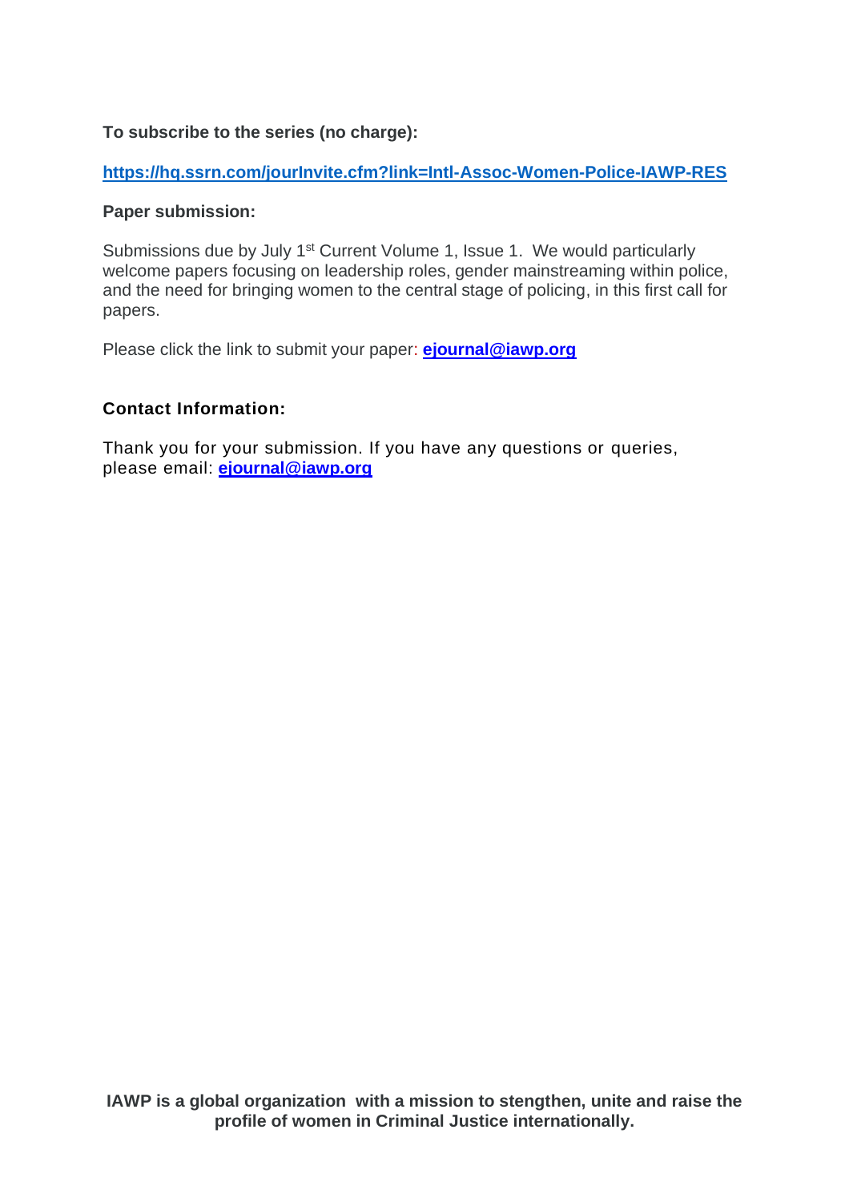**To subscribe to the series (no charge):**

**https://hq.ssrn.com/jourInvite.cfm?link=Intl-Assoc-Women-Police-IAWP-RES**

**Paper submission:**

Submissions due by July 1st Current Volume 1, Issue 1. We would particularly welcome papers focusing on leadership roles, gender mainstreaming within police, and the need for bringing women to the central stage of policing, in this first call for papers.

Please click the link to submit your paper: **ejournal@iawp.org**

**Contact Information:**

Thank you for your submission. If you have any questions or queries, please email: **ejournal@iawp.org**

**IAWP is a global organization with a mission to stengthen, unite and raise the profile of women in Criminal Justice internationally.**